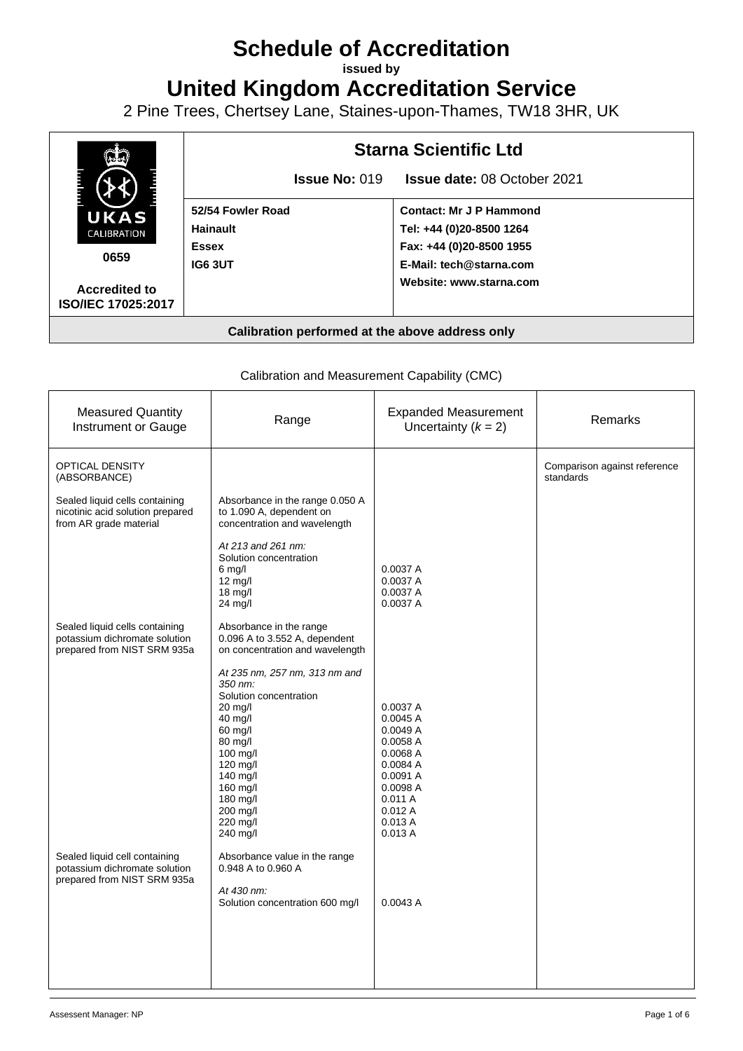# Schedule of Accreditation

**issued by**

# United Kingdom Accreditation Service

2 Pine Trees, Chertsey Lane, Staines-upon-Thames, TW18 3HR, UK

| UKAS CALIBRATION 0659 Accredited to ISO/IEC 17025:2017 | **Starna Scientific Ltd** | |
|---|---|---|
| | **Issue No:** 019 | **Issue date:** 08 October 2021 |
| | **52/54 Fowler Road**<br>**Hainault**<br>**Essex**<br>**IG6 3UT** | **Contact: Mr J P Hammond**<br>**Tel: +44 (0)20-8500 1264**<br>**Fax: +44 (0)20-8500 1955**<br>**E-Mail: tech@starna.com**<br>**Website: www.starna.com** |

**Calibration performed at the above address only**

Calibration and Measurement Capability (CMC)

| Measured Quantity Instrument or Gauge | Range | Expanded Measurement Uncertainty ($k$ = 2) | Remarks |
|---|---|---|---|
| OPTICAL DENSITY (ABSORBANCE) | | | Comparison against reference standards |
| Sealed liquid cells containing nicotinic acid solution prepared from AR grade material | Absorbance in the range 0.050 A to 1.090 A, dependent on concentration and wavelength | | |
| | *At 213 and 261 nm:*<br>Solution concentration | | |
| | 6 mg/l | 0.0037 A | |
| | 12 mg/l | 0.0037 A | |
| | 18 mg/l | 0.0037 A | |
| | 24 mg/l | 0.0037 A | |
| Sealed liquid cells containing potassium dichromate solution prepared from NIST SRM 935a | Absorbance in the range 0.096 A to 3.552 A, dependent on concentration and wavelength | | |
| | *At 235 nm, 257 nm, 313 nm and 350 nm:*<br>Solution concentration | | |
| | 20 mg/l | 0.0037 A | |
| | 40 mg/l | 0.0045 A | |
| | 60 mg/l | 0.0049 A | |
| | 80 mg/l | 0.0058 A | |
| | 100 mg/l | 0.0068 A | |
| | 120 mg/l | 0.0084 A | |
| | 140 mg/l | 0.0091 A | |
| | 160 mg/l | 0.0098 A | |
| | 180 mg/l | 0.011 A | |
| | 200 mg/l | 0.012 A | |
| | 220 mg/l | 0.013 A | |
| | 240 mg/l | 0.013 A | |
| Sealed liquid cell containing potassium dichromate solution prepared from NIST SRM 935a | Absorbance value in the range 0.948 A to 0.960 A | | |
| | *At 430 nm:*<br>Solution concentration 600 mg/l | 0.0043 A | |

Assessent Manager: NP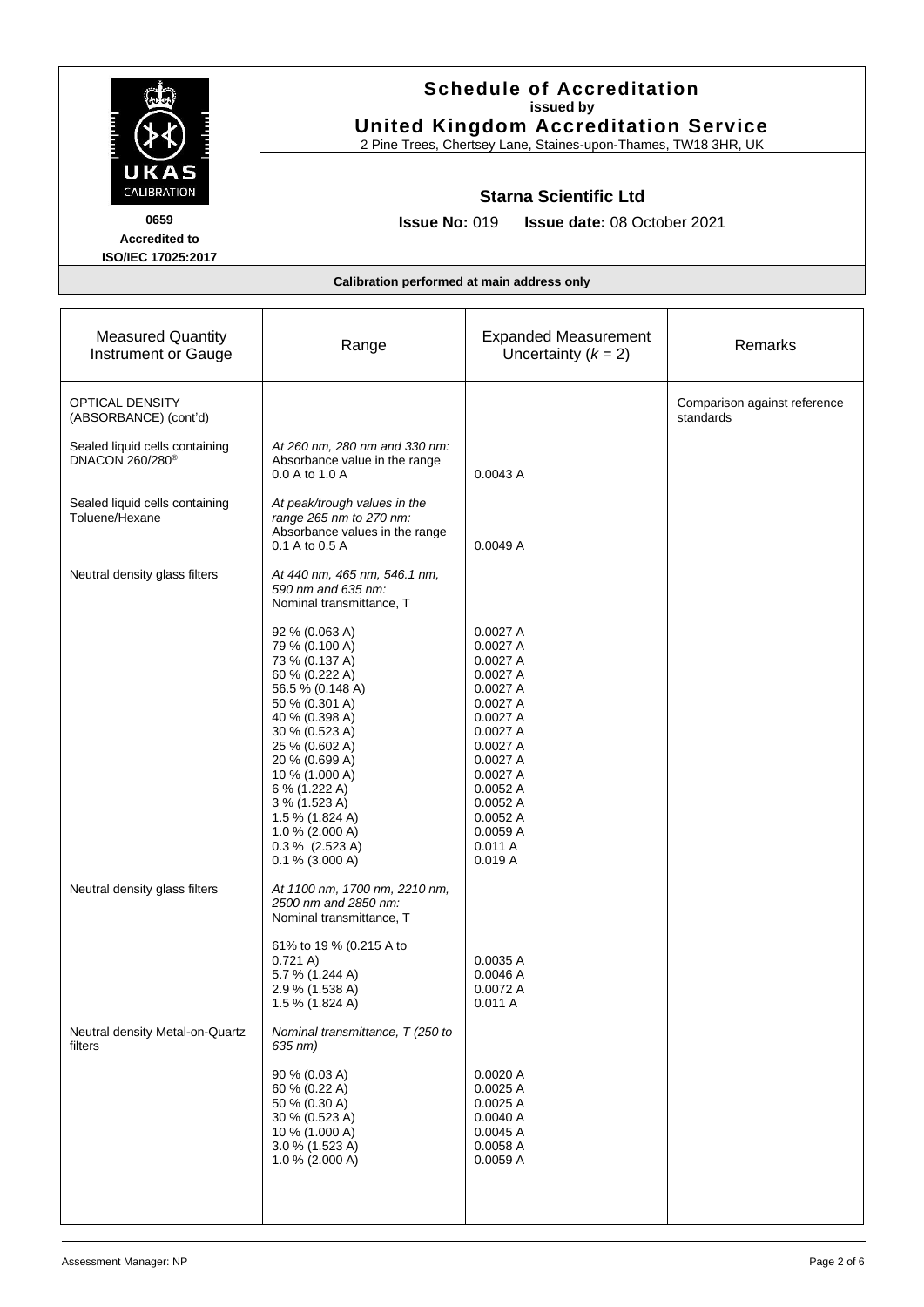# Schedule of Accreditation
**issued by**
**United Kingdom Accreditation Service**
2 Pine Trees, Chertsey Lane, Staines-upon-Thames, TW18 3HR, UK

UKAS CALIBRATION
0659
Accredited to
ISO/IEC 17025:2017

## Starna Scientific Ltd

**Issue No:** 019 **Issue date:** 08 October 2021

**Calibration performed at main address only**

| Measured Quantity Instrument or Gauge | Range | Expanded Measurement Uncertainty ($k$ = 2) | Remarks |
|---|---|---|---|
| OPTICAL DENSITY (ABSORBANCE) (cont'd) | | | Comparison against reference standards |
| Sealed liquid cells containing DNACON 260/280® | *At 260 nm, 280 nm and 330 nm:* Absorbance value in the range 0.0 A to 1.0 A | 0.0043 A | |
| Sealed liquid cells containing Toluene/Hexane | *At peak/trough values in the range 265 nm to 270 nm:* Absorbance values in the range 0.1 A to 0.5 A | 0.0049 A | |
| Neutral density glass filters | *At 440 nm, 465 nm, 546.1 nm, 590 nm and 635 nm:* Nominal transmittance, T | | |
| | 92 % (0.063 A) | 0.0027 A | |
| | 79 % (0.100 A) | 0.0027 A | |
| | 73 % (0.137 A) | 0.0027 A | |
| | 60 % (0.222 A) | 0.0027 A | |
| | 56.5 % (0.148 A) | 0.0027 A | |
| | 50 % (0.301 A) | 0.0027 A | |
| | 40 % (0.398 A) | 0.0027 A | |
| | 30 % (0.523 A) | 0.0027 A | |
| | 25 % (0.602 A) | 0.0027 A | |
| | 20 % (0.699 A) | 0.0027 A | |
| | 10 % (1.000 A) | 0.0027 A | |
| | 6 % (1.222 A) | 0.0052 A | |
| | 3 % (1.523 A) | 0.0052 A | |
| | 1.5 % (1.824 A) | 0.0052 A | |
| | 1.0 % (2.000 A) | 0.0059 A | |
| | 0.3 % (2.523 A) | 0.011 A | |
| | 0.1 % (3.000 A) | 0.019 A | |
| Neutral density glass filters | *At 1100 nm, 1700 nm, 2210 nm, 2500 nm and 2850 nm:* Nominal transmittance, T | | |
| | 61% to 19 % (0.215 A to 0.721 A) | 0.0035 A | |
| | 5.7 % (1.244 A) | 0.0046 A | |
| | 2.9 % (1.538 A) | 0.0072 A | |
| | 1.5 % (1.824 A) | 0.011 A | |
| Neutral density Metal-on-Quartz filters | *Nominal transmittance, T (250 to 635 nm)* | | |
| | 90 % (0.03 A) | 0.0020 A | |
| | 60 % (0.22 A) | 0.0025 A | |
| | 50 % (0.30 A) | 0.0025 A | |
| | 30 % (0.523 A) | 0.0040 A | |
| | 10 % (1.000 A) | 0.0045 A | |
| | 3.0 % (1.523 A) | 0.0058 A | |
| | 1.0 % (2.000 A) | 0.0059 A | |

Assessment Manager: NP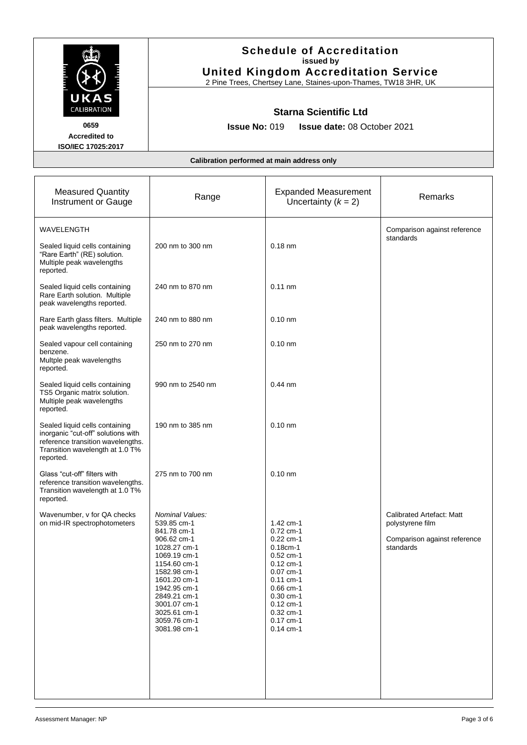**Schedule of Accreditation**
**issued by**
**United Kingdom Accreditation Service**
2 Pine Trees, Chertsey Lane, Staines-upon-Thames, TW18 3HR, UK

UKAS CALIBRATION

**0659**
**Accredited to**
**ISO/IEC 17025:2017**

## Starna Scientific Ltd

**Issue No:** 019 **Issue date:** 08 October 2021

**Calibration performed at main address only**

| Measured Quantity Instrument or Gauge | Range | Expanded Measurement Uncertainty ($k$ = 2) | Remarks |
|---|---|---|---|
| WAVELENGTH | | | Comparison against reference standards |
| Sealed liquid cells containing "Rare Earth" (RE) solution. Multiple peak wavelengths reported. | 200 nm to 300 nm | 0.18 nm | |
| Sealed liquid cells containing Rare Earth solution. Multiple peak wavelengths reported. | 240 nm to 870 nm | 0.11 nm | |
| Rare Earth glass filters. Multiple peak wavelengths reported. | 240 nm to 880 nm | 0.10 nm | |
| Sealed vapour cell containing benzene. Multple peak wavelengths reported. | 250 nm to 270 nm | 0.10 nm | |
| Sealed liquid cells containing TS5 Organic matrix solution. Multiple peak wavelengths reported. | 990 nm to 2540 nm | 0.44 nm | |
| Sealed liquid cells containing inorganic "cut-off" solutions with reference transition wavelengths. Transition wavelength at 1.0 T% reported. | 190 nm to 385 nm | 0.10 nm | |
| Glass "cut-off" filters with reference transition wavelengths. Transition wavelength at 1.0 T% reported. | 275 nm to 700 nm | 0.10 nm | |
| Wavenumber, v for QA checks on mid-IR spectrophotometers | *Nominal Values:*<br>539.85 cm-1<br>841.78 cm-1<br>906.62 cm-1<br>1028.27 cm-1<br>1069.19 cm-1<br>1154.60 cm-1<br>1582.98 cm-1<br>1601.20 cm-1<br>1942.95 cm-1<br>2849.21 cm-1<br>3001.07 cm-1<br>3025.61 cm-1<br>3059.76 cm-1<br>3081.98 cm-1 | <br>1.42 cm-1<br>0.72 cm-1<br>0.22 cm-1<br>0.18cm-1<br>0.52 cm-1<br>0.12 cm-1<br>0.07 cm-1<br>0.11 cm-1<br>0.66 cm-1<br>0.30 cm-1<br>0.12 cm-1<br>0.32 cm-1<br>0.17 cm-1<br>0.14 cm-1 | Calibrated Artefact: Matt polystyrene film<br><br>Comparison against reference standards |

Assessment Manager: NP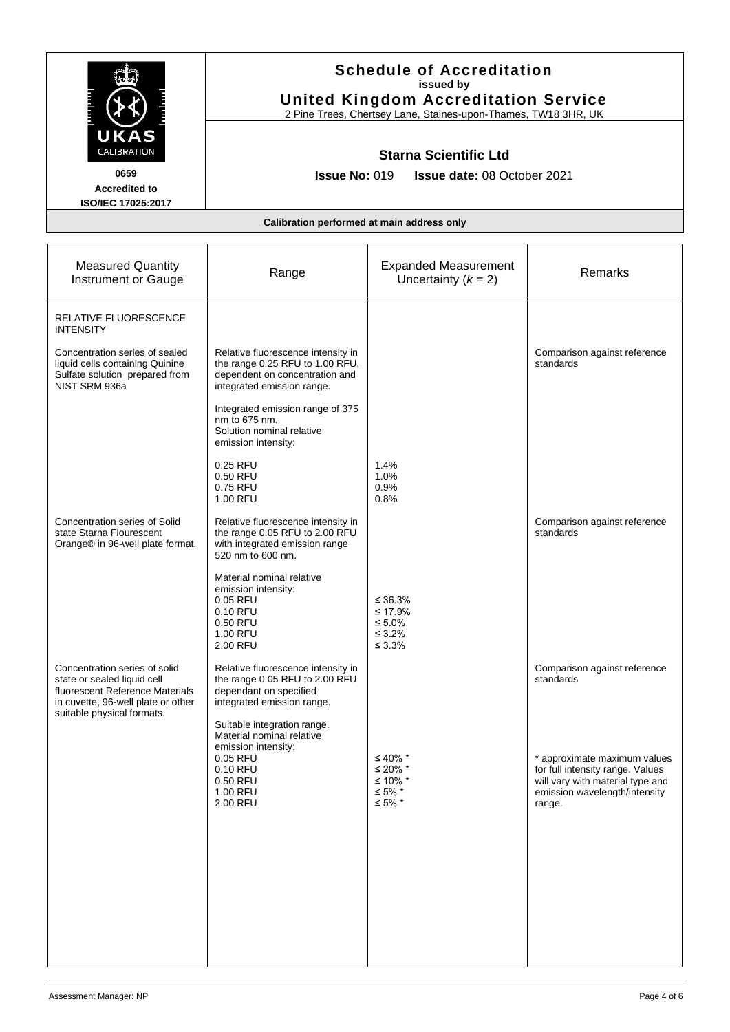# Schedule of Accreditation

issued by

**United Kingdom Accreditation Service**

2 Pine Trees, Chertsey Lane, Staines-upon-Thames, TW18 3HR, UK

UKAS CALIBRATION

**0659**

**Accredited to ISO/IEC 17025:2017**

## Starna Scientific Ltd

**Issue No:** 019 **Issue date:** 08 October 2021

**Calibration performed at main address only**

| Measured Quantity Instrument or Gauge | Range | Expanded Measurement Uncertainty ($k$ = 2) | Remarks |
|---|---|---|---|
| RELATIVE FLUORESCENCE INTENSITY | | | |
| Concentration series of sealed liquid cells containing Quinine Sulfate solution prepared from NIST SRM 936a | Relative fluorescence intensity in the range 0.25 RFU to 1.00 RFU, dependent on concentration and integrated emission range. | | Comparison against reference standards |
| | Integrated emission range of 375 nm to 675 nm. Solution nominal relative emission intensity: | | |
| | 0.25 RFU | 1.4% | |
| | 0.50 RFU | 1.0% | |
| | 0.75 RFU | 0.9% | |
| | 1.00 RFU | 0.8% | |
| Concentration series of Solid state Starna Flourescent Orange® in 96-well plate format. | Relative fluorescence intensity in the range 0.05 RFU to 2.00 RFU with integrated emission range 520 nm to 600 nm. | | Comparison against reference standards |
| | Material nominal relative emission intensity: | | |
| | 0.05 RFU | ≤ 36.3% | |
| | 0.10 RFU | ≤ 17.9% | |
| | 0.50 RFU | ≤ 5.0% | |
| | 1.00 RFU | ≤ 3.2% | |
| | 2.00 RFU | ≤ 3.3% | |
| Concentration series of solid state or sealed liquid cell fluorescent Reference Materials in cuvette, 96-well plate or other suitable physical formats. | Relative fluorescence intensity in the range 0.05 RFU to 2.00 RFU dependant on specified integrated emission range. | | Comparison against reference standards |
| | Suitable integration range. Material nominal relative emission intensity: | | * approximate maximum values for full intensity range. Values will vary with material type and emission wavelength/intensity range. |
| | 0.05 RFU | ≤ 40% * | |
| | 0.10 RFU | ≤ 20% * | |
| | 0.50 RFU | ≤ 10% * | |
| | 1.00 RFU | ≤ 5% * | |
| | 2.00 RFU | ≤ 5% * | |

Assessment Manager: NP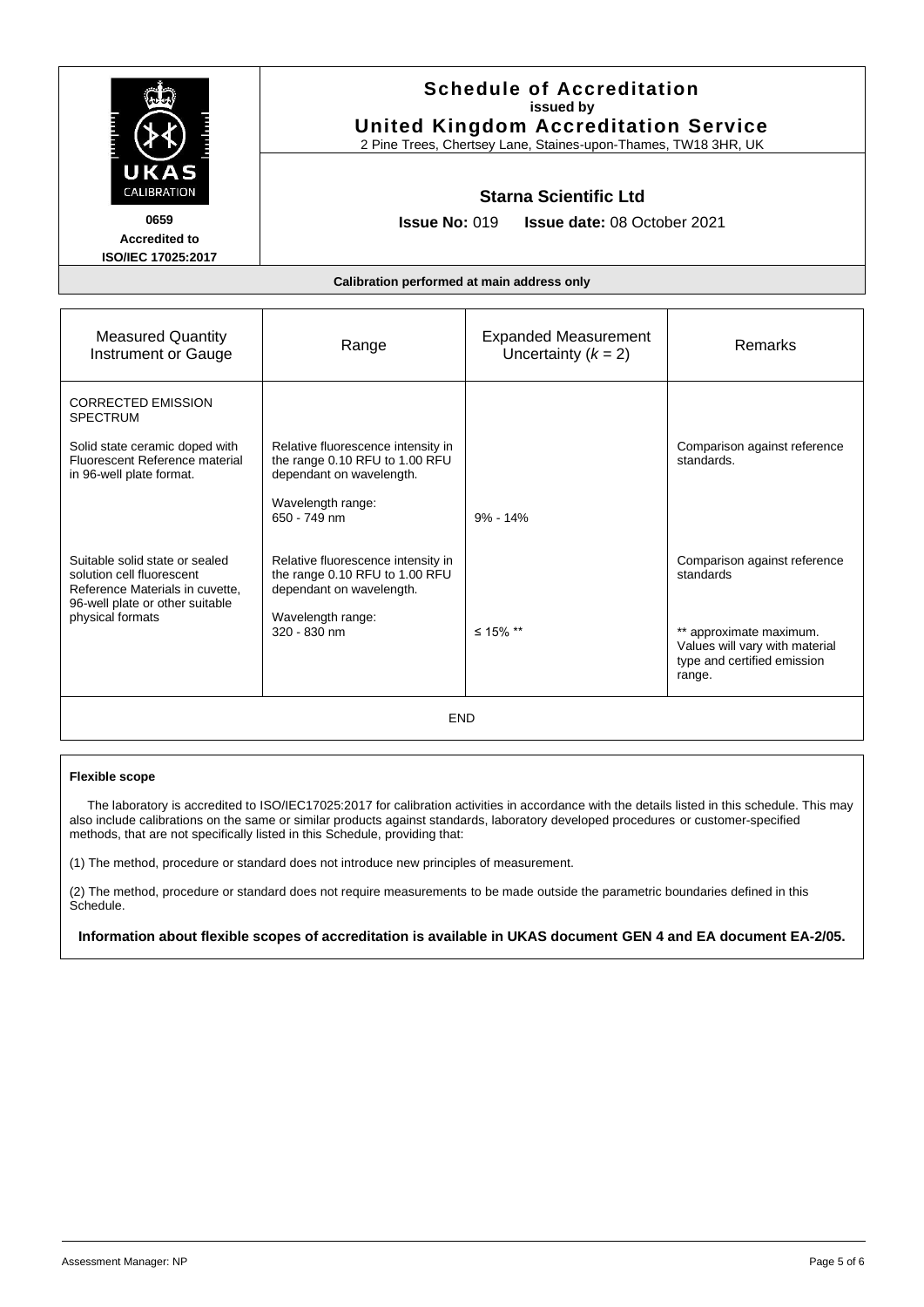# Schedule of Accreditation
**issued by**
## United Kingdom Accreditation Service
2 Pine Trees, Chertsey Lane, Staines-upon-Thames, TW18 3HR, UK

UKAS CALIBRATION

**0659**
**Accredited to ISO/IEC 17025:2017**

### Starna Scientific Ltd

**Issue No:** 019 **Issue date:** 08 October 2021

**Calibration performed at main address only**

| Measured Quantity Instrument or Gauge | Range | Expanded Measurement Uncertainty ($k$ = 2) | Remarks |
|---|---|---|---|
| CORRECTED EMISSION SPECTRUM | | | |
| Solid state ceramic doped with Fluorescent Reference material in 96-well plate format. | Relative fluorescence intensity in the range 0.10 RFU to 1.00 RFU dependant on wavelength. | | Comparison against reference standards. |
| | Wavelength range: 650 - 749 nm | 9% - 14% | |
| Suitable solid state or sealed solution cell fluorescent Reference Materials in cuvette, 96-well plate or other suitable physical formats | Relative fluorescence intensity in the range 0.10 RFU to 1.00 RFU dependant on wavelength. | | Comparison against reference standards |
| | Wavelength range: 320 - 830 nm | ≤ 15% ** | ** approximate maximum. Values will vary with material type and certified emission range. |

END

**Flexible scope**

The laboratory is accredited to ISO/IEC17025:2017 for calibration activities in accordance with the details listed in this schedule. This may also include calibrations on the same or similar products against standards, laboratory developed procedures or customer-specified methods, that are not specifically listed in this Schedule, providing that:

(1) The method, procedure or standard does not introduce new principles of measurement.

(2) The method, procedure or standard does not require measurements to be made outside the parametric boundaries defined in this Schedule.

**Information about flexible scopes of accreditation is available in UKAS document GEN 4 and EA document EA-2/05.**

Assessment Manager: NP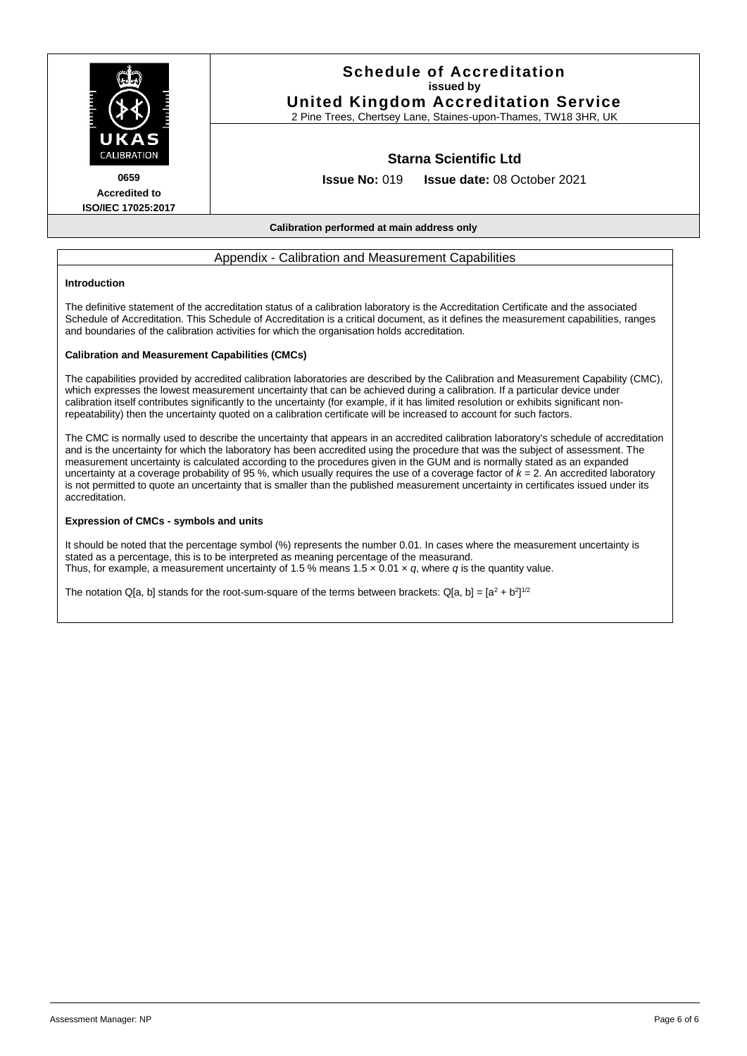**0659**
**Accredited to**
**ISO/IEC 17025:2017**

# Schedule of Accreditation
**issued by**
## United Kingdom Accreditation Service
2 Pine Trees, Chertsey Lane, Staines-upon-Thames, TW18 3HR, UK

### Starna Scientific Ltd

**Issue No:** 019 **Issue date:** 08 October 2021

**Calibration performed at main address only**

## Appendix - Calibration and Measurement Capabilities

**Introduction**

The definitive statement of the accreditation status of a calibration laboratory is the Accreditation Certificate and the associated Schedule of Accreditation. This Schedule of Accreditation is a critical document, as it defines the measurement capabilities, ranges and boundaries of the calibration activities for which the organisation holds accreditation.

**Calibration and Measurement Capabilities (CMCs)**

The capabilities provided by accredited calibration laboratories are described by the Calibration and Measurement Capability (CMC), which expresses the lowest measurement uncertainty that can be achieved during a calibration. If a particular device under calibration itself contributes significantly to the uncertainty (for example, if it has limited resolution or exhibits significant non-repeatability) then the uncertainty quoted on a calibration certificate will be increased to account for such factors.

The CMC is normally used to describe the uncertainty that appears in an accredited calibration laboratory's schedule of accreditation and is the uncertainty for which the laboratory has been accredited using the procedure that was the subject of assessment. The measurement uncertainty is calculated according to the procedures given in the GUM and is normally stated as an expanded uncertainty at a coverage probability of 95 %, which usually requires the use of a coverage factor of $k = 2$. An accredited laboratory is not permitted to quote an uncertainty that is smaller than the published measurement uncertainty in certificates issued under its accreditation.

**Expression of CMCs - symbols and units**

It should be noted that the percentage symbol (%) represents the number 0.01. In cases where the measurement uncertainty is stated as a percentage, this is to be interpreted as meaning percentage of the measurand.
Thus, for example, a measurement uncertainty of 1.5 % means $1.5 \times 0.01 \times q$, where $q$ is the quantity value.

The notation Q[a, b] stands for the root-sum-square of the terms between brackets: $Q[a, b] = [a^2 + b^2]^{1/2}$

Assessment Manager: NP